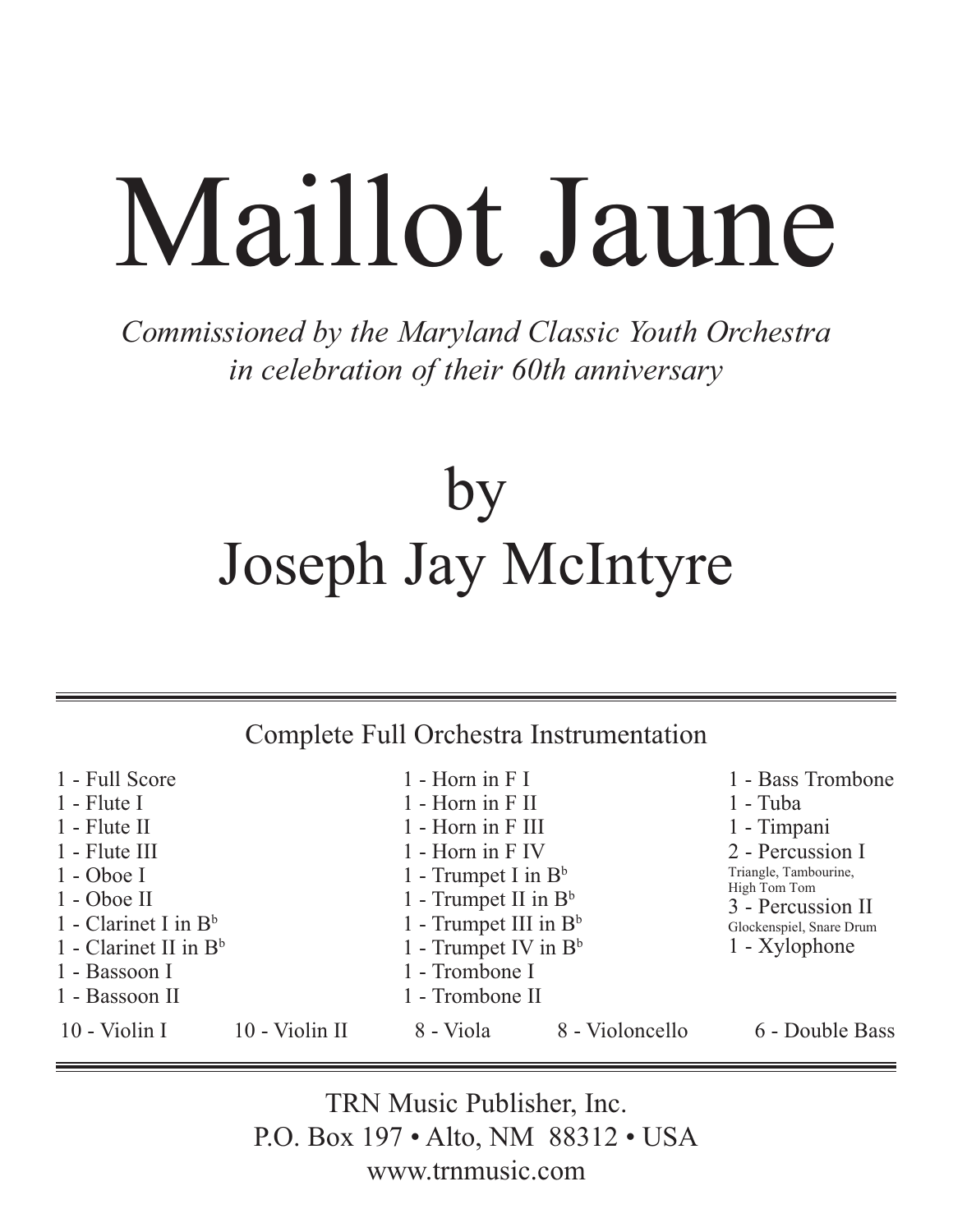# Maillot Jaune

*Commissioned by the Maryland Classic Youth Orchestra*
*in celebration of their 60th anniversary*

## by
## Joseph Jay McIntyre

Complete Full Orchestra Instrumentation

1 - Full Score
1 - Flute I
1 - Flute II
1 - Flute III
1 - Oboe I
1 - Oboe II
1 - Clarinet I in B$^{b}$
1 - Clarinet II in B$^{b}$
1 - Bassoon I
1 - Bassoon II

1 - Horn in F I
1 - Horn in F II
1 - Horn in F III
1 - Horn in F IV
1 - Trumpet I in B$^{b}$
1 - Trumpet II in B$^{b}$
1 - Trumpet III in B$^{b}$
1 - Trumpet IV in B$^{b}$
1 - Trombone I
1 - Trombone II

1 - Bass Trombone
1 - Tuba
1 - Timpani
2 - Percussion I
Triangle, Tambourine, High Tom Tom
3 - Percussion II
Glockenspiel, Snare Drum
1 - Xylophone

10 - Violin I
10 - Violin II
8 - Viola
8 - Violoncello
6 - Double Bass

TRN Music Publisher, Inc.
P.O. Box 197 • Alto, NM 88312 • USA
www.trnmusic.com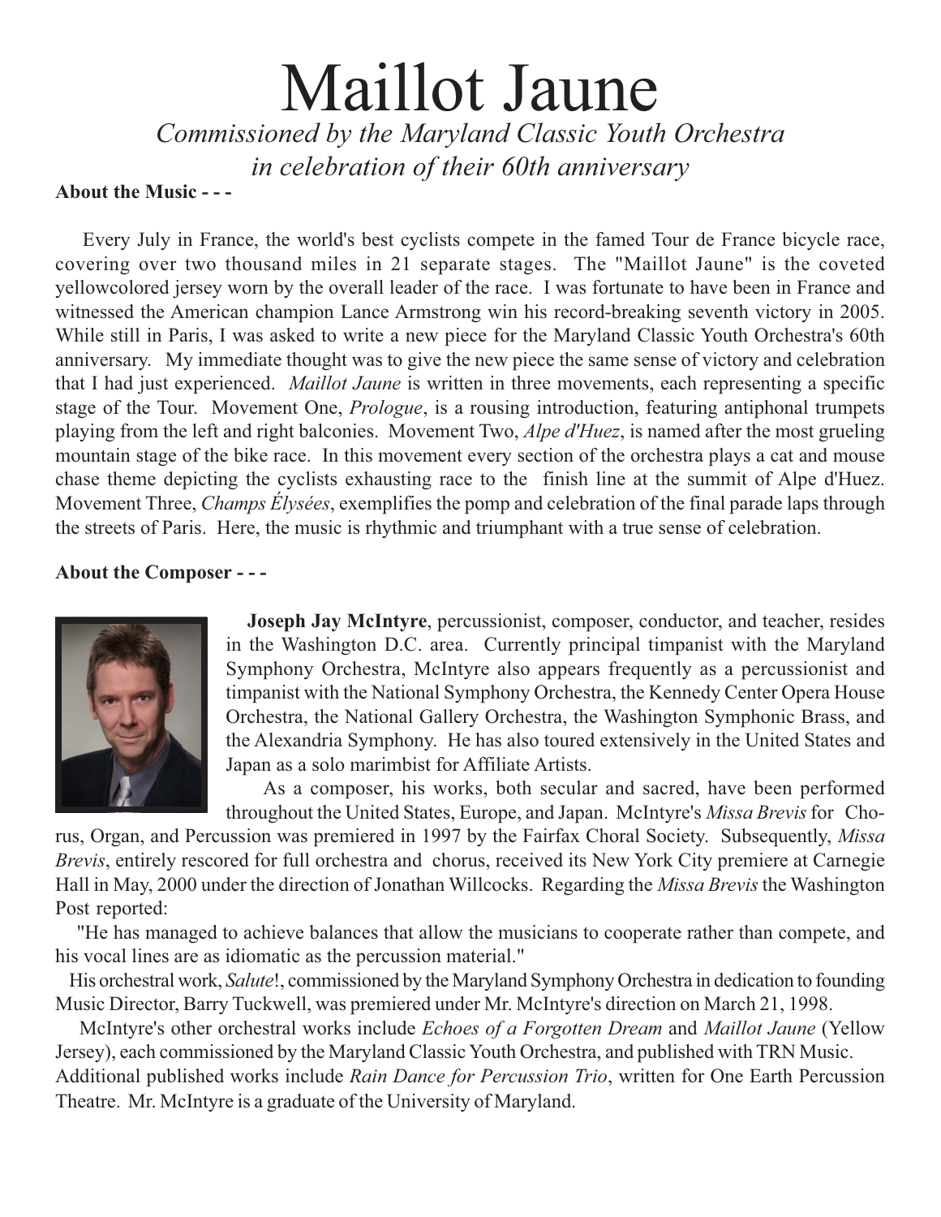# Maillot Jaune

*Commissioned by the Maryland Classic Youth Orchestra in celebration of their 60th anniversary*

**About the Music - - -**

Every July in France, the world's best cyclists compete in the famed Tour de France bicycle race, covering over two thousand miles in 21 separate stages. The "Maillot Jaune" is the coveted yellowcolored jersey worn by the overall leader of the race. I was fortunate to have been in France and witnessed the American champion Lance Armstrong win his record-breaking seventh victory in 2005. While still in Paris, I was asked to write a new piece for the Maryland Classic Youth Orchestra's 60th anniversary. My immediate thought was to give the new piece the same sense of victory and celebration that I had just experienced. *Maillot Jaune* is written in three movements, each representing a specific stage of the Tour. Movement One, *Prologue*, is a rousing introduction, featuring antiphonal trumpets playing from the left and right balconies. Movement Two, *Alpe d'Huez*, is named after the most grueling mountain stage of the bike race. In this movement every section of the orchestra plays a cat and mouse chase theme depicting the cyclists exhausting race to the finish line at the summit of Alpe d'Huez. Movement Three, *Champs Élysées*, exemplifies the pomp and celebration of the final parade laps through the streets of Paris. Here, the music is rhythmic and triumphant with a true sense of celebration.

**About the Composer - - -**

**Joseph Jay McIntyre**, percussionist, composer, conductor, and teacher, resides in the Washington D.C. area. Currently principal timpanist with the Maryland Symphony Orchestra, McIntyre also appears frequently as a percussionist and timpanist with the National Symphony Orchestra, the Kennedy Center Opera House Orchestra, the National Gallery Orchestra, the Washington Symphonic Brass, and the Alexandria Symphony. He has also toured extensively in the United States and Japan as a solo marimbist for Affiliate Artists.

As a composer, his works, both secular and sacred, have been performed throughout the United States, Europe, and Japan. McIntyre's *Missa Brevis* for Chorus, Organ, and Percussion was premiered in 1997 by the Fairfax Choral Society. Subsequently, *Missa Brevis*, entirely rescored for full orchestra and chorus, received its New York City premiere at Carnegie Hall in May, 2000 under the direction of Jonathan Willcocks. Regarding the *Missa Brevis* the Washington Post reported:

"He has managed to achieve balances that allow the musicians to cooperate rather than compete, and his vocal lines are as idiomatic as the percussion material."

His orchestral work, *Salute*!, commissioned by the Maryland Symphony Orchestra in dedication to founding Music Director, Barry Tuckwell, was premiered under Mr. McIntyre's direction on March 21, 1998.

McIntyre's other orchestral works include *Echoes of a Forgotten Dream* and *Maillot Jaune* (Yellow Jersey), each commissioned by the Maryland Classic Youth Orchestra, and published with TRN Music. Additional published works include *Rain Dance for Percussion Trio*, written for One Earth Percussion Theatre. Mr. McIntyre is a graduate of the University of Maryland.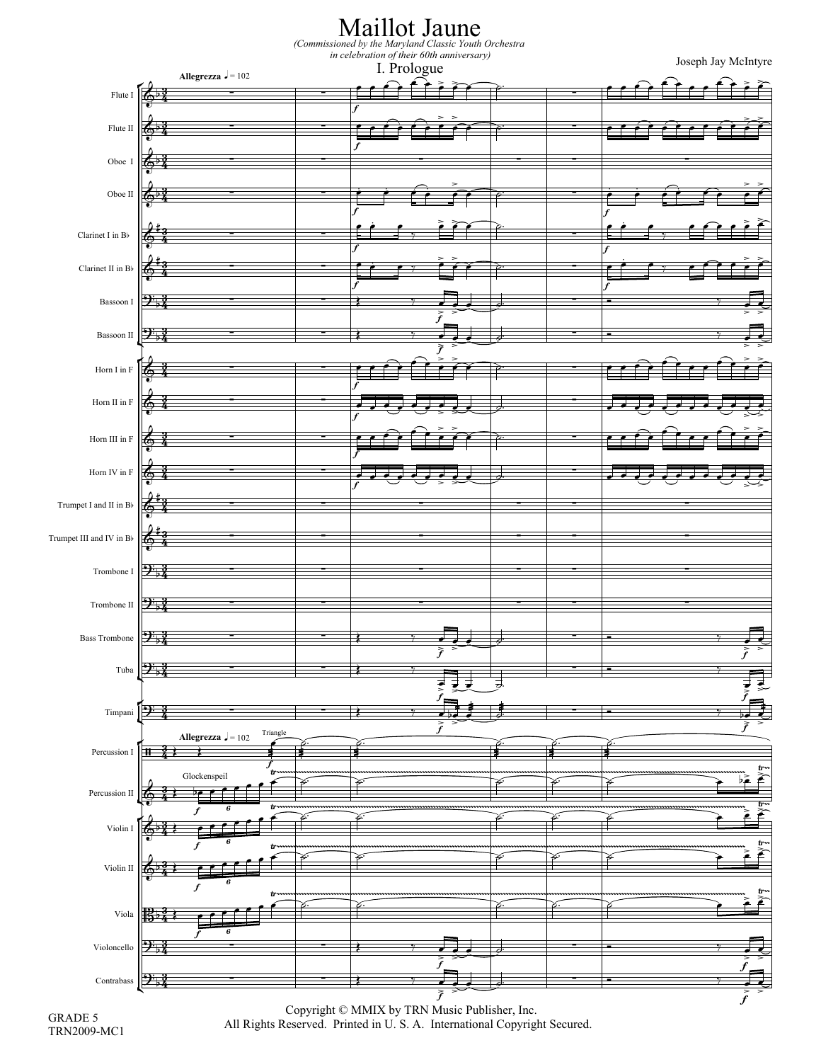# Maillot Jaune

*(Commissioned by the Maryland Classic Youth Orchestra in celebration of their 60th anniversary)*

Joseph Jay McIntyre

## I. Prologue

Copyright © MMIX by TRN Music Publisher, Inc.
All Rights Reserved. Printed in U. S. A. International Copyright Secured.

GRADE 5
TRN2009-MC1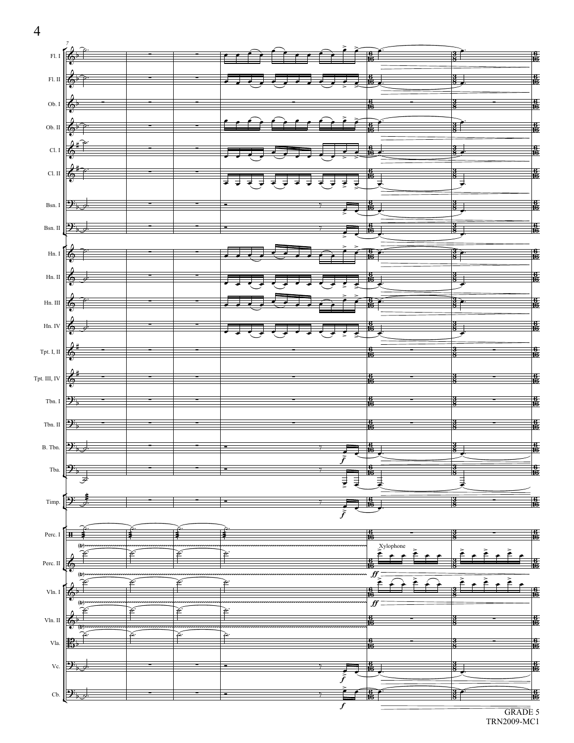Fl. I

Fl. II

Ob. I

Ob. II

Cl. I

Cl. II

Bsn. I

Bsn. II

Hn. I

Hn. II

Hn. III

Hn. IV

Tpt. I, II

Tpt. III, IV

Tbn. I

Tbn. II

B. Tbn.

Tba.

Timp.

Perc. I

Perc. II

Xylophone

Vln. I

Vln. II

Vla.

Vc.

Cb.

GRADE 5
TRN2009-MC1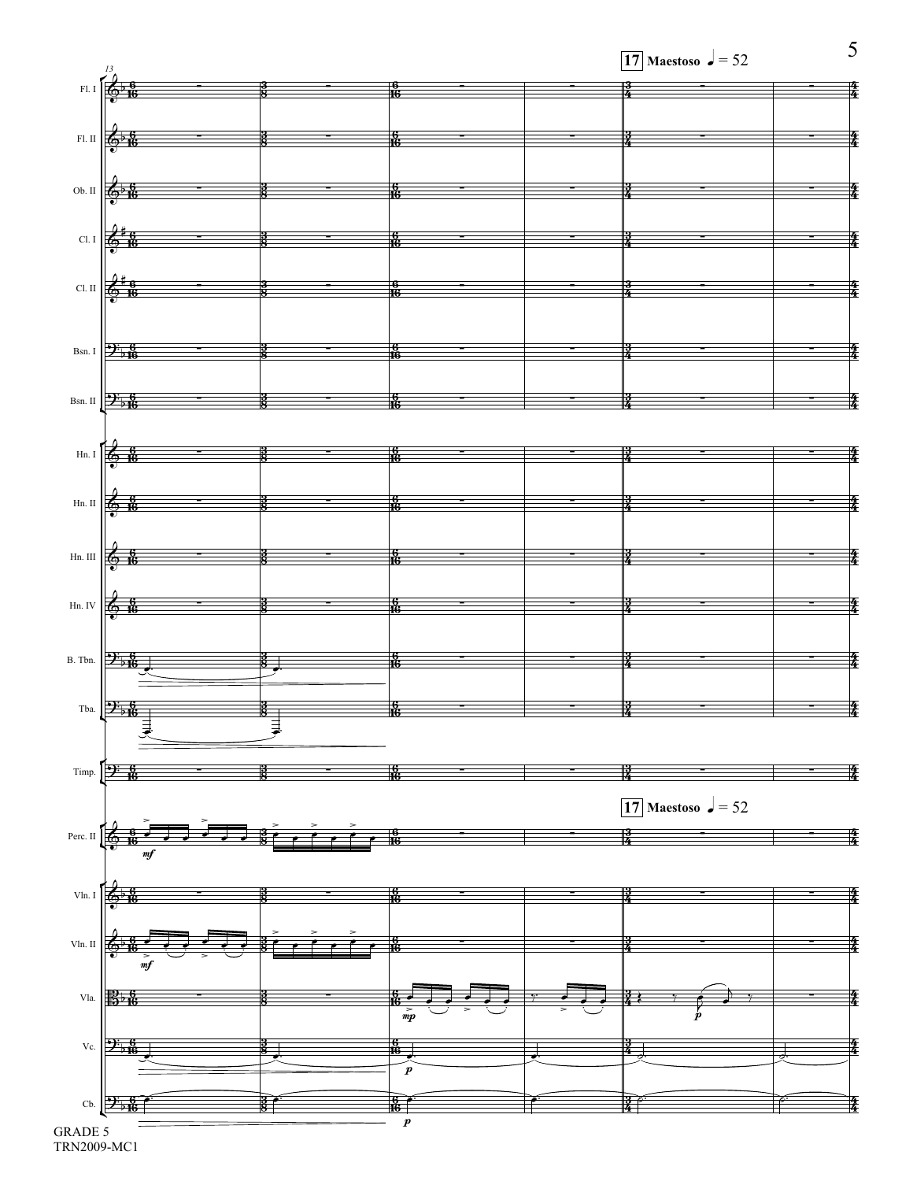**17** **Maestoso** ♩ = 52

Fl. I

Fl. II

Ob. II

Cl. I

Cl. II

Bsn. I

Bsn. II

Hn. I

Hn. II

Hn. III

Hn. IV

B. Tbn.

Tba.

Timp.

Perc. II

Vln. I

Vln. II

Vla.

Vc.

Cb.

GRADE 5
TRN2009-MC1